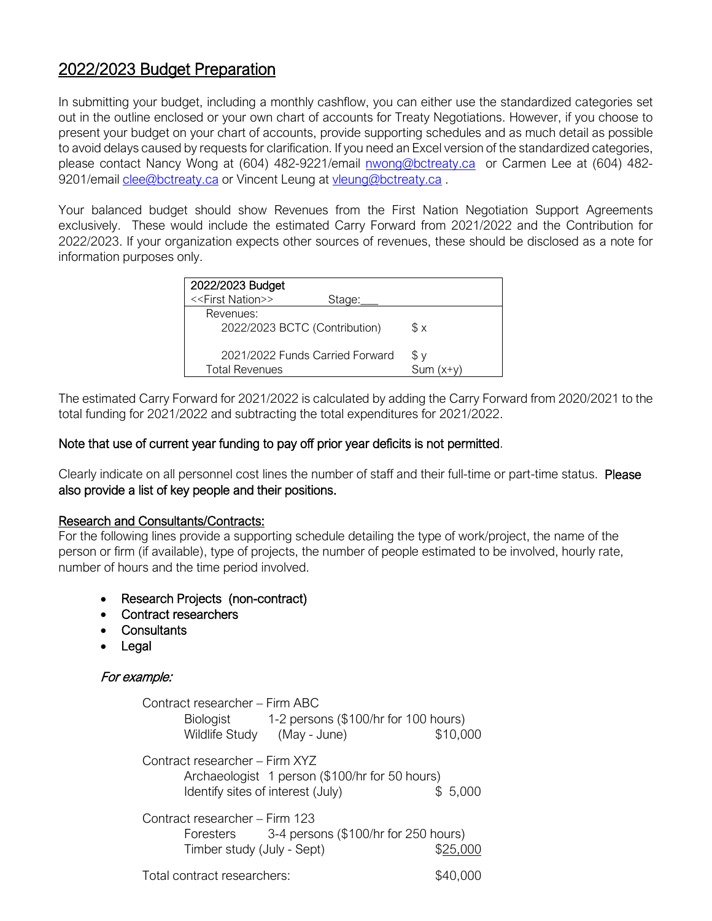# 2022/2023 Budget Preparation

In submitting your budget, including a monthly cashflow, you can either use the standardized categories set out in the outline enclosed or your own chart of accounts for Treaty Negotiations. However, if you choose to present your budget on your chart of accounts, provide supporting schedules and as much detail as possible to avoid delays caused by requests for clarification. If you need an Excel version of the standardized categories, please contact Nancy Wong at (604) 482-9221/email nwong@bctreaty.ca or Carmen Lee at (604) 482-9201/email clee@bctreaty.ca or Vincent Leung at vleung@bctreaty.ca .

Your balanced budget should show Revenues from the First Nation Negotiation Support Agreements exclusively. These would include the estimated Carry Forward from 2021/2022 and the Contribution for 2022/2023. If your organization expects other sources of revenues, these should be disclosed as a note for information purposes only.

| 2022/2023 Budget<br><<First Nation>> Stage:___ | |
|---|---|
| Revenues: | |
| 2022/2023 BCTC (Contribution) | $ x |
| 2021/2022 Funds Carried Forward | $ y |
| Total Revenues | Sum (x+y) |

The estimated Carry Forward for 2021/2022 is calculated by adding the Carry Forward from 2020/2021 to the total funding for 2021/2022 and subtracting the total expenditures for 2021/2022.

Note that use of current year funding to pay off prior year deficits is not permitted.

Clearly indicate on all personnel cost lines the number of staff and their full-time or part-time status. Please also provide a list of key people and their positions.

## Research and Consultants/Contracts:

For the following lines provide a supporting schedule detailing the type of work/project, the name of the person or firm (if available), type of projects, the number of people estimated to be involved, hourly rate, number of hours and the time period involved.

- Research Projects (non-contract)
- Contract researchers
- Consultants
- Legal

*For example:*

Contract researcher – Firm ABC
- Biologist 1-2 persons ($100/hr for 100 hours)
- Wildlife Study (May - June) $10,000

Contract researcher – Firm XYZ
- Archaeologist 1 person ($100/hr for 50 hours)
- Identify sites of interest (July) $ 5,000

Contract researcher – Firm 123
- Foresters 3-4 persons ($100/hr for 250 hours)
- Timber study (July - Sept) $25,000

Total contract researchers: $40,000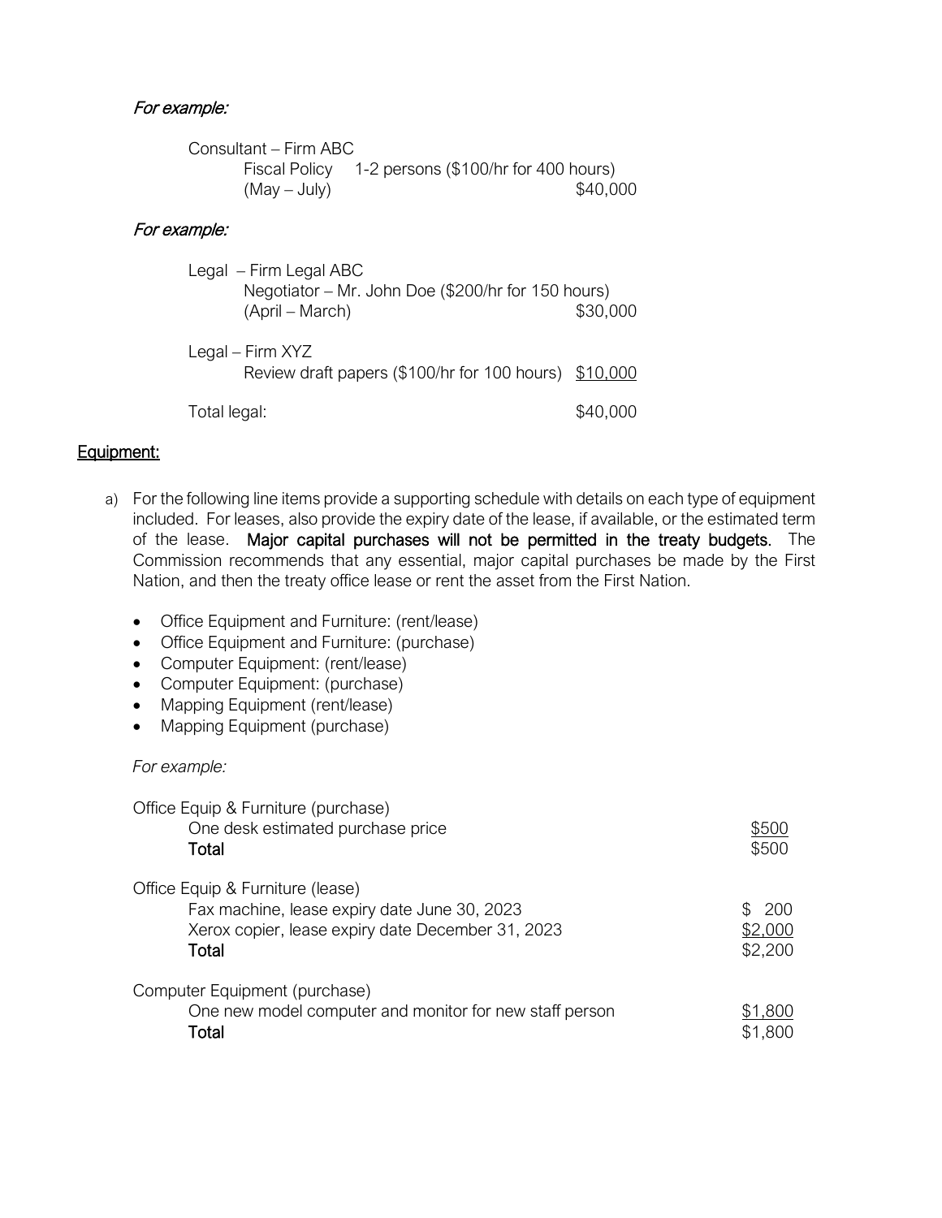*For example:*

Consultant – Firm ABC
Fiscal Policy 1-2 persons ($100/hr for 400 hours)
(May – July) $40,000

*For example:*

Legal – Firm Legal ABC
Negotiator – Mr. John Doe ($200/hr for 150 hours)
(April – March) $30,000

Legal – Firm XYZ
Review draft papers ($100/hr for 100 hours) $10,000

Total legal: $40,000

## Equipment:

a) For the following line items provide a supporting schedule with details on each type of equipment included. For leases, also provide the expiry date of the lease, if available, or the estimated term of the lease. **Major capital purchases will not be permitted in the treaty budgets**. The Commission recommends that any essential, major capital purchases be made by the First Nation, and then the treaty office lease or rent the asset from the First Nation.

- Office Equipment and Furniture: (rent/lease)
- Office Equipment and Furniture: (purchase)
- Computer Equipment: (rent/lease)
- Computer Equipment: (purchase)
- Mapping Equipment (rent/lease)
- Mapping Equipment (purchase)

*For example:*

Office Equip & Furniture (purchase)
One desk estimated purchase price $500
**Total** $500

Office Equip & Furniture (lease)
Fax machine, lease expiry date June 30, 2023 $ 200
Xerox copier, lease expiry date December 31, 2023 $2,000
**Total** $2,200

Computer Equipment (purchase)
One new model computer and monitor for new staff person $1,800
**Total** $1,800